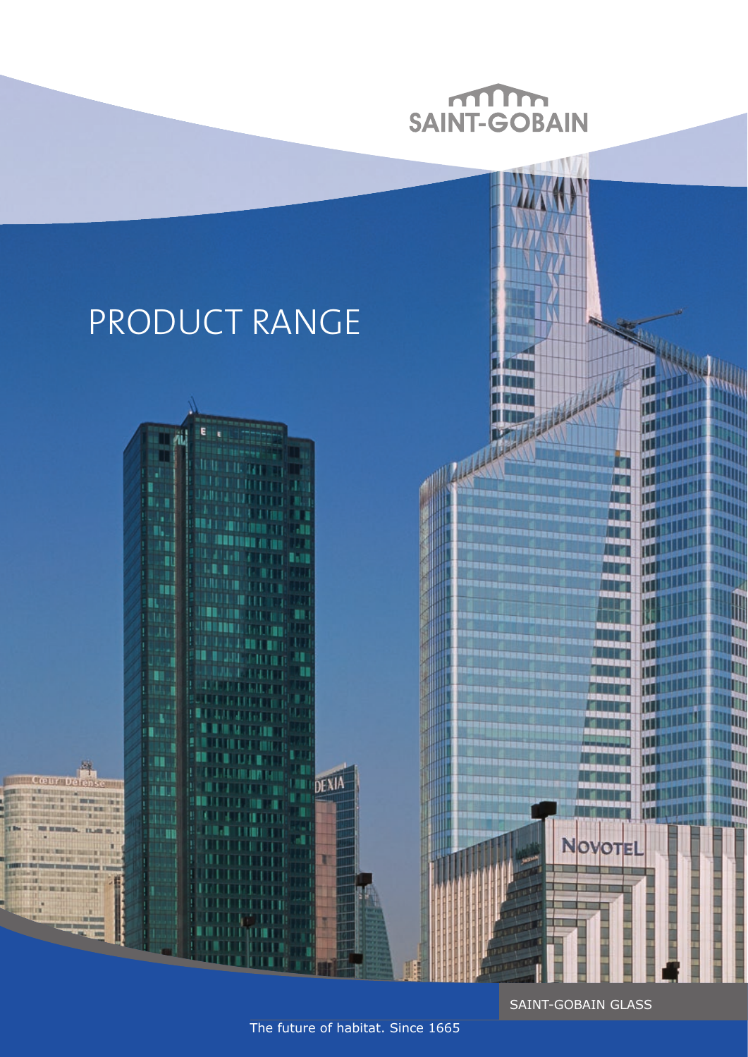SAINT-GOBAIN

# PRODUCT RANGE

SAINT-GOBAIN GLASS

The future of habitat. Since 1665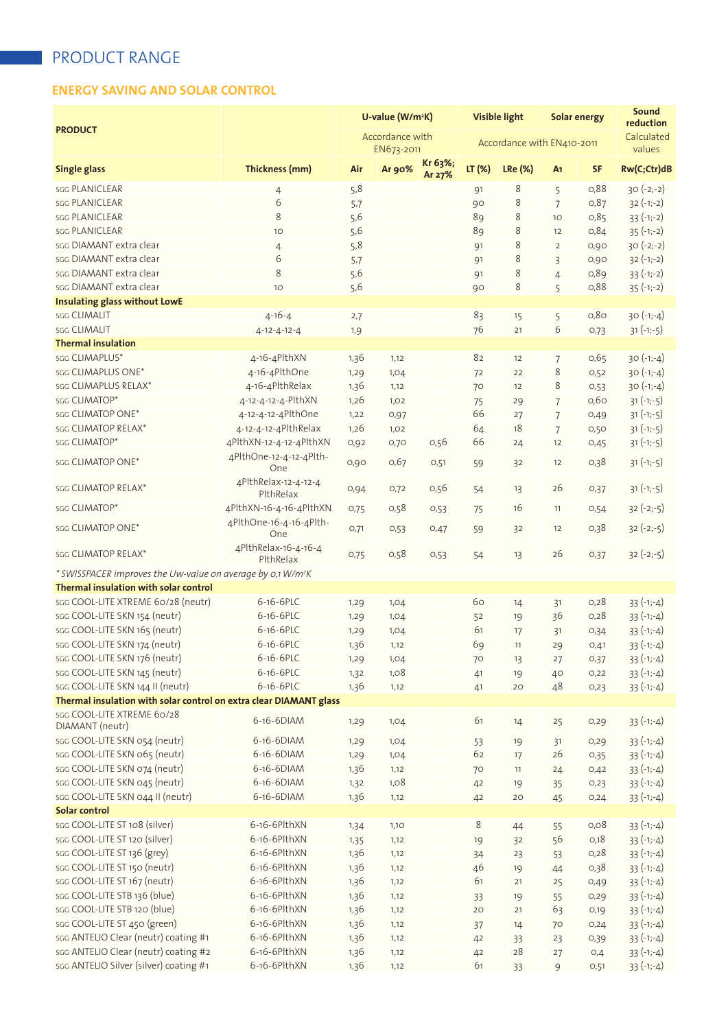# PRODUCT RANGE

## ENERGY SAVING AND SOLAR CONTROL

| PRODUCT | | U-value (W/m²K) | | | Visible light | | Solar energy | | Sound reduction |
|---|---|---|---|---|---|---|---|---|---|
| | | Accordance with EN673-2011 | | | Accordance with EN410-2011 | | | | Calculated values |
| **Single glass** | **Thickness (mm)** | **Air** | **Ar 90%** | **Kr 63%; Ar 27%** | **LT (%)** | **LRe (%)** | **A1** | **SF** | **Rw(C;Ctr)dB** |
| SGG PLANICLEAR | 4 | 5,8 | | | 91 | 8 | 5 | 0,88 | 30 (-2;-2) |
| SGG PLANICLEAR | 6 | 5,7 | | | 90 | 8 | 7 | 0,87 | 32 (-1;-2) |
| SGG PLANICLEAR | 8 | 5,6 | | | 89 | 8 | 10 | 0,85 | 33 (-1;-2) |
| SGG PLANICLEAR | 10 | 5,6 | | | 89 | 8 | 12 | 0,84 | 35 (-1;-2) |
| SGG DIAMANT extra clear | 4 | 5,8 | | | 91 | 8 | 2 | 0,90 | 30 (-2;-2) |
| SGG DIAMANT extra clear | 6 | 5,7 | | | 91 | 8 | 3 | 0,90 | 32 (-1;-2) |
| SGG DIAMANT extra clear | 8 | 5,6 | | | 91 | 8 | 4 | 0,89 | 33 (-1;-2) |
| SGG DIAMANT extra clear | 10 | 5,6 | | | 90 | 8 | 5 | 0,88 | 35 (-1;-2) |
| **Insulating glass without LowE** | | | | | | | | | |
| SGG CLIMALIT | 4-16-4 | 2,7 | | | 83 | 15 | 5 | 0,80 | 30 (-1;-4) |
| SGG CLIMALIT | 4-12-4-12-4 | 1,9 | | | 76 | 21 | 6 | 0,73 | 31 (-1;-5) |
| **Thermal insulation** | | | | | | | | | |
| SGG CLIMAPLUS* | 4-16-4PlthXN | 1,36 | 1,12 | | 82 | 12 | 7 | 0,65 | 30 (-1;-4) |
| SGG CLIMAPLUS ONE* | 4-16-4PlthOne | 1,29 | 1,04 | | 72 | 22 | 8 | 0,52 | 30 (-1;-4) |
| SGG CLIMAPLUS RELAX* | 4-16-4PlthRelax | 1,36 | 1,12 | | 70 | 12 | 8 | 0,53 | 30 (-1;-4) |
| SGG CLIMATOP* | 4-12-4-12-4PlthXN | 1,26 | 1,02 | | 75 | 29 | 7 | 0,60 | 31 (-1;-5) |
| SGG CLIMATOP ONE* | 4-12-4-12-4PlthOne | 1,22 | 0,97 | | 66 | 27 | 7 | 0,49 | 31 (-1;-5) |
| SGG CLIMATOP RELAX* | 4-12-4-12-4PlthRelax | 1,26 | 1,02 | | 64 | 18 | 7 | 0,50 | 31 (-1;-5) |
| SGG CLIMATOP* | 4PlthXN-12-4-12-4PlthXN | 0,92 | 0,70 | 0,56 | 66 | 24 | 12 | 0,45 | 31 (-1;-5) |
| SGG CLIMATOP ONE* | 4PlthOne-12-4-12-4Plth-One | 0,90 | 0,67 | 0,51 | 59 | 32 | 12 | 0,38 | 31 (-1;-5) |
| SGG CLIMATOP RELAX* | 4PlthRelax-12-4-12-4 PlthRelax | 0,94 | 0,72 | 0,56 | 54 | 13 | 26 | 0,37 | 31 (-1;-5) |
| SGG CLIMATOP* | 4PlthXN-16-4-16-4PlthXN | 0,75 | 0,58 | 0,53 | 75 | 16 | 11 | 0,54 | 32 (-2;-5) |
| SGG CLIMATOP ONE* | 4PlthOne-16-4-16-4Plth-One | 0,71 | 0,53 | 0,47 | 59 | 32 | 12 | 0,38 | 32 (-2;-5) |
| SGG CLIMATOP RELAX* | 4PlthRelax-16-4-16-4 PlthRelax | 0,75 | 0,58 | 0,53 | 54 | 13 | 26 | 0,37 | 32 (-2;-5) |
| *\* SWISSPACER improves the Uw-value on average by 0,1 W/m²K* | | | | | | | | | |
| **Thermal insulation with solar control** | | | | | | | | | |
| SGG COOL-LITE XTREME 60/28 (neutr) | 6-16-6PLC | 1,29 | 1,04 | | 60 | 14 | 31 | 0,28 | 33 (-1;-4) |
| SGG COOL-LITE SKN 154 (neutr) | 6-16-6PLC | 1,29 | 1,04 | | 52 | 19 | 36 | 0,28 | 33 (-1;-4) |
| SGG COOL-LITE SKN 165 (neutr) | 6-16-6PLC | 1,29 | 1,04 | | 61 | 17 | 31 | 0,34 | 33 (-1;-4) |
| SGG COOL-LITE SKN 174 (neutr) | 6-16-6PLC | 1,36 | 1,12 | | 69 | 11 | 29 | 0,41 | 33 (-1;-4) |
| SGG COOL-LITE SKN 176 (neutr) | 6-16-6PLC | 1,29 | 1,04 | | 70 | 13 | 27 | 0,37 | 33 (-1;-4) |
| SGG COOL-LITE SKN 145 (neutr) | 6-16-6PLC | 1,32 | 1,08 | | 41 | 19 | 40 | 0,22 | 33 (-1;-4) |
| SGG COOL-LITE SKN 144 II (neutr) | 6-16-6PLC | 1,36 | 1,12 | | 41 | 20 | 48 | 0,23 | 33 (-1;-4) |
| **Thermal insulation with solar control on extra clear DIAMANT glass** | | | | | | | | | |
| SGG COOL-LITE XTREME 60/28 DIAMANT (neutr) | 6-16-6DIAM | 1,29 | 1,04 | | 61 | 14 | 25 | 0,29 | 33 (-1;-4) |
| SGG COOL-LITE SKN 054 (neutr) | 6-16-6DIAM | 1,29 | 1,04 | | 53 | 19 | 31 | 0,29 | 33 (-1;-4) |
| SGG COOL-LITE SKN 065 (neutr) | 6-16-6DIAM | 1,29 | 1,04 | | 62 | 17 | 26 | 0,35 | 33 (-1;-4) |
| SGG COOL-LITE SKN 074 (neutr) | 6-16-6DIAM | 1,36 | 1,12 | | 70 | 11 | 24 | 0,42 | 33 (-1;-4) |
| SGG COOL-LITE SKN 045 (neutr) | 6-16-6DIAM | 1,32 | 1,08 | | 42 | 19 | 35 | 0,23 | 33 (-1;-4) |
| SGG COOL-LITE SKN 044 II (neutr) | 6-16-6DIAM | 1,36 | 1,12 | | 42 | 20 | 45 | 0,24 | 33 (-1;-4) |
| **Solar control** | | | | | | | | | |
| SGG COOL-LITE ST 108 (silver) | 6-16-6PlthXN | 1,34 | 1,10 | | 8 | 44 | 55 | 0,08 | 33 (-1;-4) |
| SGG COOL-LITE ST 120 (silver) | 6-16-6PlthXN | 1,35 | 1,12 | | 19 | 32 | 56 | 0,18 | 33 (-1;-4) |
| SGG COOL-LITE ST 136 (grey) | 6-16-6PlthXN | 1,36 | 1,12 | | 34 | 23 | 53 | 0,28 | 33 (-1;-4) |
| SGG COOL-LITE ST 150 (neutr) | 6-16-6PlthXN | 1,36 | 1,12 | | 46 | 19 | 44 | 0,38 | 33 (-1;-4) |
| SGG COOL-LITE ST 167 (neutr) | 6-16-6PlthXN | 1,36 | 1,12 | | 61 | 21 | 25 | 0,49 | 33 (-1;-4) |
| SGG COOL-LITE STB 136 (blue) | 6-16-6PlthXN | 1,36 | 1,12 | | 33 | 19 | 55 | 0,29 | 33 (-1;-4) |
| SGG COOL-LITE STB 120 (blue) | 6-16-6PlthXN | 1,36 | 1,12 | | 20 | 21 | 63 | 0,19 | 33 (-1;-4) |
| SGG COOL-LITE ST 450 (green) | 6-16-6PlthXN | 1,36 | 1,12 | | 37 | 14 | 70 | 0,24 | 33 (-1;-4) |
| SGG ANTELIO Clear (neutr) coating #1 | 6-16-6PlthXN | 1,36 | 1,12 | | 42 | 33 | 23 | 0,39 | 33 (-1;-4) |
| SGG ANTELIO Clear (neutr) coating #2 | 6-16-6PlthXN | 1,36 | 1,12 | | 42 | 28 | 27 | 0,4 | 33 (-1;-4) |
| SGG ANTELIO Silver (silver) coating #1 | 6-16-6PlthXN | 1,36 | 1,12 | | 61 | 33 | 9 | 0,51 | 33 (-1;-4) |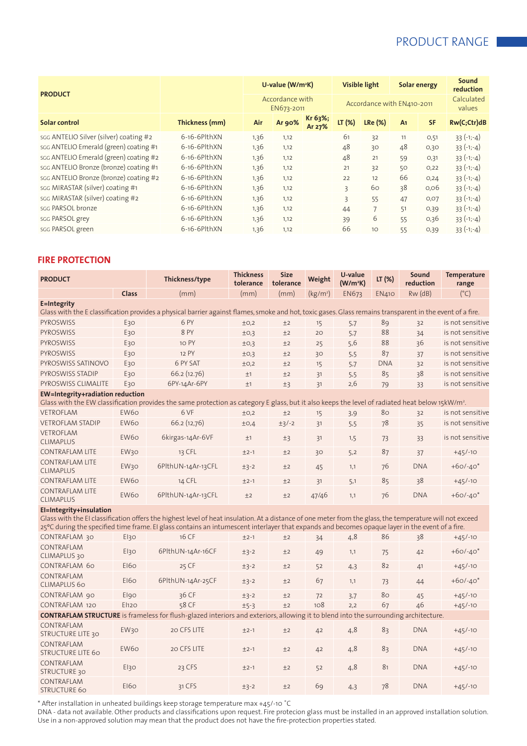# PRODUCT RANGE

| PRODUCT | | U-value (W/m²K) | | | Visible light | | Solar energy | | Sound reduction |
|---|---|---|---|---|---|---|---|---|---|
| | | Accordance with EN673-2011 | | | Accordance with EN410-2011 | | | | Calculated values |
| Solar control | Thickness (mm) | Air | Ar 90% | Kr 63%; Ar 27% | LT (%) | LRe (%) | A1 | SF | Rw(C;Ctr)dB |
| SGG ANTELIO Silver (silver) coating #2 | 6-16-6PlthXN | 1,36 | 1,12 | | 61 | 32 | 11 | 0,51 | 33 (-1;-4) |
| SGG ANTELIO Emerald (green) coating #1 | 6-16-6PlthXN | 1,36 | 1,12 | | 48 | 30 | 48 | 0,30 | 33 (-1;-4) |
| SGG ANTELIO Emerald (green) coating #2 | 6-16-6PlthXN | 1,36 | 1,12 | | 48 | 21 | 59 | 0,31 | 33 (-1;-4) |
| SGG ANTELIO Bronze (bronze) coating #1 | 6-16-6PlthXN | 1,36 | 1,12 | | 21 | 32 | 50 | 0,22 | 33 (-1;-4) |
| SGG ANTELIO Bronze (bronze) coating #2 | 6-16-6PlthXN | 1,36 | 1,12 | | 22 | 12 | 66 | 0,24 | 33 (-1;-4) |
| SGG MIRASTAR (silver) coating #1 | 6-16-6PlthXN | 1,36 | 1,12 | | 3 | 60 | 38 | 0,06 | 33 (-1;-4) |
| SGG MIRASTAR (silver) coating #2 | 6-16-6PlthXN | 1,36 | 1,12 | | 3 | 55 | 47 | 0,07 | 33 (-1;-4) |
| SGG PARSOL bronze | 6-16-6PlthXN | 1,36 | 1,12 | | 44 | 7 | 51 | 0,39 | 33 (-1;-4) |
| SGG PARSOL grey | 6-16-6PlthXN | 1,36 | 1,12 | | 39 | 6 | 55 | 0,36 | 33 (-1;-4) |
| SGG PARSOL green | 6-16-6PlthXN | 1,36 | 1,12 | | 66 | 10 | 55 | 0,39 | 33 (-1;-4) |

## FIRE PROTECTION

| PRODUCT | | Thickness/type | Thickness tolerance | Size tolerance | Weight | U-value (W/m²K) | LT (%) | Sound reduction | Temperature range |
|---|---|---|---|---|---|---|---|---|---|
| | Class | (mm) | (mm) | (mm) | (kg/m²) | EN673 | EN410 | Rw (dB) | (°C) |
| **E=Integrity** Glass with the E classification provides a physical barrier against flames, smoke and hot, toxic gases. Glass remains transparent in the event of a fire. | | | | | | | | | |
| PYROSWISS | E30 | 6 PY | ±0,2 | ±2 | 15 | 5,7 | 89 | 32 | is not sensitive |
| PYROSWISS | E30 | 8 PY | ±0,3 | ±2 | 20 | 5,7 | 88 | 34 | is not sensitive |
| PYROSWISS | E30 | 10 PY | ±0,3 | ±2 | 25 | 5,6 | 88 | 36 | is not sensitive |
| PYROSWISS | E30 | 12 PY | ±0,3 | ±2 | 30 | 5,5 | 87 | 37 | is not sensitive |
| PYROSWISS SATINOVO | E30 | 6 PY SAT | ±0,2 | ±2 | 15 | 5,7 | DNA | 32 | is not sensitive |
| PYROSWISS STADIP | E30 | 66.2 (12.76) | ±1 | ±2 | 31 | 5,5 | 85 | 38 | is not sensitive |
| PYROSWISS CLIMALITE | E30 | 6PY-14Ar-6PY | ±1 | ±3 | 31 | 2,6 | 79 | 33 | is not sensitive |
| **EW=Integrity+radiation reduction** Glass with the EW classification provides the same protection as category E glass, but it also keeps the level of radiated heat below 15kW/m². | | | | | | | | | |
| VETROFLAM | EW60 | 6 VF | ±0,2 | ±2 | 15 | 3,9 | 80 | 32 | is not sensitive |
| VETROFLAM STADIP | EW60 | 66.2 (12,76) | ±0,4 | ±3/-2 | 31 | 5,5 | 78 | 35 | is not sensitive |
| VETROFLAM CLIMAPLUS | EW60 | 6kirgas-14Ar-6VF | ±1 | ±3 | 31 | 1,5 | 73 | 33 | is not sensitive |
| CONTRAFLAM LITE | EW30 | 13 CFL | ±2-1 | ±2 | 30 | 5,2 | 87 | 37 | +45/-10 |
| CONTRAFLAM LITE CLIMAPLUS | EW30 | 6PlthUN-14Ar-13CFL | ±3-2 | ±2 | 45 | 1,1 | 76 | DNA | +60/-40* |
| CONTRAFLAM LITE | EW60 | 14 CFL | ±2-1 | ±2 | 31 | 5,1 | 85 | 38 | +45/-10 |
| CONTRAFLAM LITE CLIMAPLUS | EW60 | 6PlthUN-14Ar-13CFL | ±2 | ±2 | 47/46 | 1,1 | 76 | DNA | +60/-40* |
| **EI=Integrity+insulation** Glass with the EI classification offers the highest level of heat insulation. At a distance of one meter from the glass, the temperature will not exceed 25°C during the specified time frame. EI glass contains an intumescent interlayer that expands and becomes opaque layer in the event of a fire. | | | | | | | | | |
| CONTRAFLAM 30 | EI30 | 16 CF | ±2-1 | ±2 | 34 | 4,8 | 86 | 38 | +45/-10 |
| CONTRAFLAM CLIMAPLUS 30 | EI30 | 6PlthUN-14Ar-16CF | ±3-2 | ±2 | 49 | 1,1 | 75 | 42 | +60/-40* |
| CONTRAFLAM 60 | EI60 | 25 CF | ±3-2 | ±2 | 52 | 4,3 | 82 | 41 | +45/-10 |
| CONTRAFLAM CLIMAPLUS 60 | EI60 | 6PlthUN-14Ar-25CF | ±3-2 | ±2 | 67 | 1,1 | 73 | 44 | +60/-40* |
| CONTRAFLAM 90 | EI90 | 36 CF | ±3-2 | ±2 | 72 | 3,7 | 80 | 45 | +45/-10 |
| CONTRAFLAM 120 | EI120 | 58 CF | ±5-3 | ±2 | 108 | 2,2 | 67 | 46 | +45/-10 |
| **CONTRAFLAM STRUCTURE** is frameless for flush-glazed interiors and exteriors, allowing it to blend into the surrounding architecture. | | | | | | | | | |
| CONTRAFLAM STRUCTURE LITE 30 | EW30 | 20 CFS LITE | ±2-1 | ±2 | 42 | 4,8 | 83 | DNA | +45/-10 |
| CONTRAFLAM STRUCTURE LITE 60 | EW60 | 20 CFS LITE | ±2-1 | ±2 | 42 | 4,8 | 83 | DNA | +45/-10 |
| CONTRAFLAM STRUCTURE 30 | EI30 | 23 CFS | ±2-1 | ±2 | 52 | 4,8 | 81 | DNA | +45/-10 |
| CONTRAFLAM STRUCTURE 60 | EI60 | 31 CFS | ±3-2 | ±2 | 69 | 4,3 | 78 | DNA | +45/-10 |

* After installation in unheated buildings keep storage temperature max +45/-10 °C

DNA - data not available. Other products and classifications upon request. Fire protecion glass must be installed in an approved installation solution. Use in a non-approved solution may mean that the product does not have the fire-protection properties stated.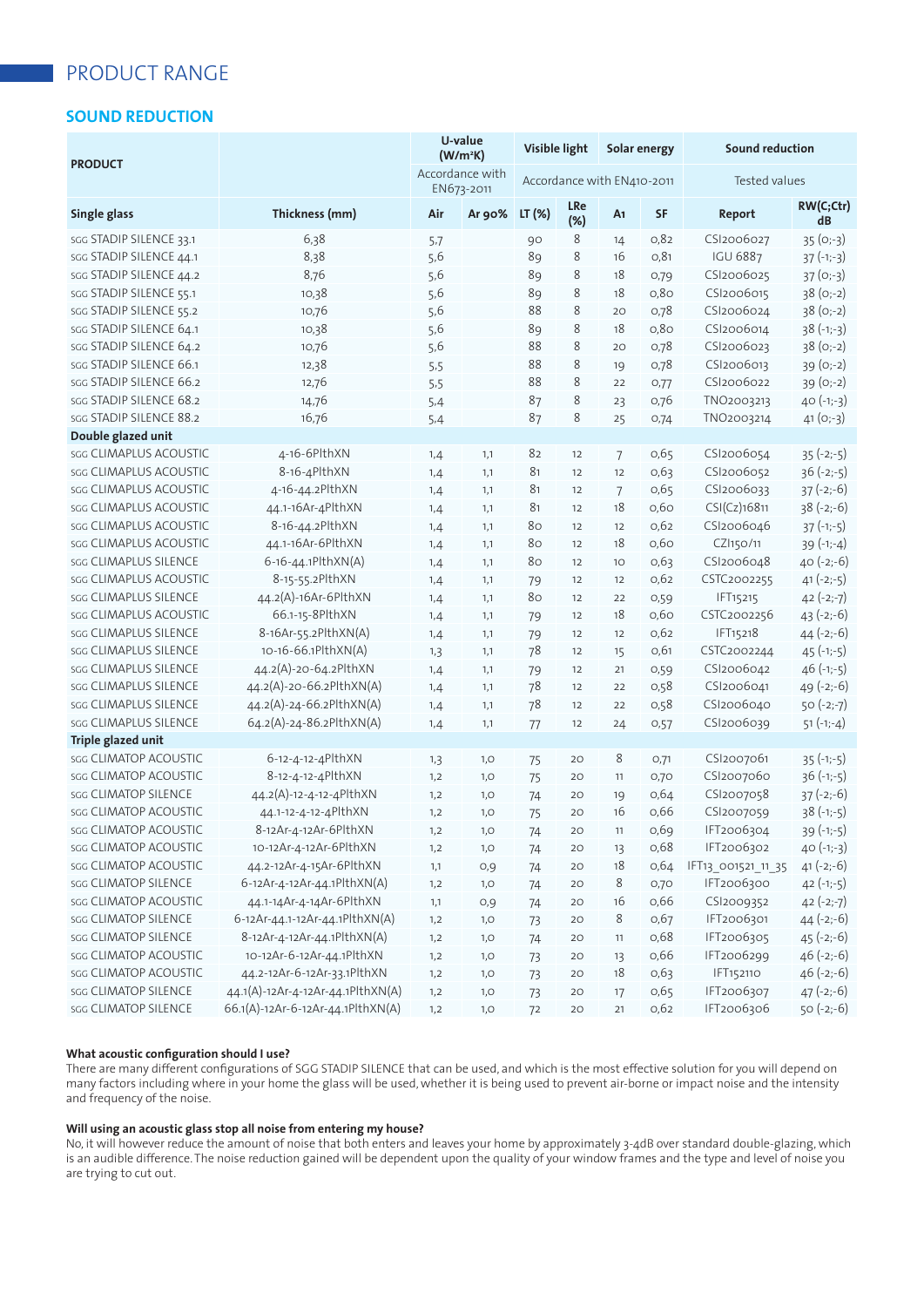# PRODUCT RANGE

## SOUND REDUCTION

| PRODUCT | | U-value (W/m²K) | | Visible light | | Solar energy | | Sound reduction | |
|---|---|---|---|---|---|---|---|---|---|
| | | Accordance with EN673-2011 | | Accordance with EN410-2011 | | | | Tested values | |
| **Single glass** | **Thickness (mm)** | **Air** | **Ar 90%** | **LT (%)** | **LRe (%)** | **A1** | **SF** | **Report** | **RW(C;Ctr) dB** |
| SGG STADIP SILENCE 33.1 | 6,38 | 5,7 | | 90 | 8 | 14 | 0,82 | CSI2006027 | 35 (0;-3) |
| SGG STADIP SILENCE 44.1 | 8,38 | 5,6 | | 89 | 8 | 16 | 0,81 | IGU 6887 | 37 (-1;-3) |
| SGG STADIP SILENCE 44.2 | 8,76 | 5,6 | | 89 | 8 | 18 | 0,79 | CSI2006025 | 37 (0;-3) |
| SGG STADIP SILENCE 55.1 | 10,38 | 5,6 | | 89 | 8 | 18 | 0,80 | CSI2006015 | 38 (0;-2) |
| SGG STADIP SILENCE 55.2 | 10,76 | 5,6 | | 88 | 8 | 20 | 0,78 | CSI2006024 | 38 (0;-2) |
| SGG STADIP SILENCE 64.1 | 10,38 | 5,6 | | 89 | 8 | 18 | 0,80 | CSI2006014 | 38 (-1;-3) |
| SGG STADIP SILENCE 64.2 | 10,76 | 5,6 | | 88 | 8 | 20 | 0,78 | CSI2006023 | 38 (0;-2) |
| SGG STADIP SILENCE 66.1 | 12,38 | 5,5 | | 88 | 8 | 19 | 0,78 | CSI2006013 | 39 (0;-2) |
| SGG STADIP SILENCE 66.2 | 12,76 | 5,5 | | 88 | 8 | 22 | 0,77 | CSI2006022 | 39 (0;-2) |
| SGG STADIP SILENCE 68.2 | 14,76 | 5,4 | | 87 | 8 | 23 | 0,76 | TNO2003213 | 40 (-1;-3) |
| SGG STADIP SILENCE 88.2 | 16,76 | 5,4 | | 87 | 8 | 25 | 0,74 | TNO2003214 | 41 (0;-3) |
| **Double glazed unit** | | | | | | | | | |
| SGG CLIMAPLUS ACOUSTIC | 4-16-6PlthXN | 1,4 | 1,1 | 82 | 12 | 7 | 0,65 | CSI2006054 | 35 (-2;-5) |
| SGG CLIMAPLUS ACOUSTIC | 8-16-4PlthXN | 1,4 | 1,1 | 81 | 12 | 12 | 0,63 | CSI2006052 | 36 (-2;-5) |
| SGG CLIMAPLUS ACOUSTIC | 4-16-44.2PlthXN | 1,4 | 1,1 | 81 | 12 | 7 | 0,65 | CSI2006033 | 37 (-2;-6) |
| SGG CLIMAPLUS ACOUSTIC | 44.1-16Ar-4PlthXN | 1,4 | 1,1 | 81 | 12 | 18 | 0,60 | CSI(Cz)16811 | 38 (-2;-6) |
| SGG CLIMAPLUS ACOUSTIC | 8-16-44.2PlthXN | 1,4 | 1,1 | 80 | 12 | 12 | 0,62 | CSI2006046 | 37 (-1;-5) |
| SGG CLIMAPLUS ACOUSTIC | 44.1-16Ar-6PlthXN | 1,4 | 1,1 | 80 | 12 | 18 | 0,60 | CZI150/11 | 39 (-1;-4) |
| SGG CLIMAPLUS SILENCE | 6-16-44.1PlthXN(A) | 1,4 | 1,1 | 80 | 12 | 10 | 0,63 | CSI2006048 | 40 (-2;-6) |
| SGG CLIMAPLUS ACOUSTIC | 8-15-55.2PlthXN | 1,4 | 1,1 | 79 | 12 | 12 | 0,62 | CSTC2002255 | 41 (-2;-5) |
| SGG CLIMAPLUS SILENCE | 44.2(A)-16Ar-6PlthXN | 1,4 | 1,1 | 80 | 12 | 22 | 0,59 | IFT15215 | 42 (-2;-7) |
| SGG CLIMAPLUS ACOUSTIC | 66.1-15-8PlthXN | 1,4 | 1,1 | 79 | 12 | 18 | 0,60 | CSTC2002256 | 43 (-2;-6) |
| SGG CLIMAPLUS SILENCE | 8-16Ar-55.2PlthXN(A) | 1,4 | 1,1 | 79 | 12 | 12 | 0,62 | IFT15218 | 44 (-2;-6) |
| SGG CLIMAPLUS SILENCE | 10-16-66.1PlthXN(A) | 1,3 | 1,1 | 78 | 12 | 15 | 0,61 | CSTC2002244 | 45 (-1;-5) |
| SGG CLIMAPLUS SILENCE | 44.2(A)-20-64.2PlthXN | 1,4 | 1,1 | 79 | 12 | 21 | 0,59 | CSI2006042 | 46 (-1;-5) |
| SGG CLIMAPLUS SILENCE | 44.2(A)-20-66.2PlthXN(A) | 1,4 | 1,1 | 78 | 12 | 22 | 0,58 | CSI2006041 | 49 (-2;-6) |
| SGG CLIMAPLUS SILENCE | 44.2(A)-24-66.2PlthXN(A) | 1,4 | 1,1 | 78 | 12 | 22 | 0,58 | CSI2006040 | 50 (-2;-7) |
| SGG CLIMAPLUS SILENCE | 64.2(A)-24-86.2PlthXN(A) | 1,4 | 1,1 | 77 | 12 | 24 | 0,57 | CSI2006039 | 51 (-1;-4) |
| **Triple glazed unit** | | | | | | | | | |
| SGG CLIMATOP ACOUSTIC | 6-12-4-12-4PlthXN | 1,3 | 1,0 | 75 | 20 | 8 | 0,71 | CSI2007061 | 35 (-1;-5) |
| SGG CLIMATOP ACOUSTIC | 8-12-4-12-4PlthXN | 1,2 | 1,0 | 75 | 20 | 11 | 0,70 | CSI2007060 | 36 (-1;-5) |
| SGG CLIMATOP SILENCE | 44.2(A)-12-4-12-4PlthXN | 1,2 | 1,0 | 74 | 20 | 19 | 0,64 | CSI2007058 | 37 (-2;-6) |
| SGG CLIMATOP ACOUSTIC | 44.1-12-4-12-4PlthXN | 1,2 | 1,0 | 75 | 20 | 16 | 0,66 | CSI2007059 | 38 (-1;-5) |
| SGG CLIMATOP ACOUSTIC | 8-12Ar-4-12Ar-6PlthXN | 1,2 | 1,0 | 74 | 20 | 11 | 0,69 | IFT2006304 | 39 (-1;-5) |
| SGG CLIMATOP ACOUSTIC | 10-12Ar-4-12Ar-6PlthXN | 1,2 | 1,0 | 74 | 20 | 13 | 0,68 | IFT2006302 | 40 (-1;-3) |
| SGG CLIMATOP ACOUSTIC | 44.2-12Ar-4-15Ar-6PlthXN | 1,1 | 0,9 | 74 | 20 | 18 | 0,64 | IFT13_001521_11_35 | 41 (-2;-6) |
| SGG CLIMATOP SILENCE | 6-12Ar-4-12Ar-44.1PlthXN(A) | 1,2 | 1,0 | 74 | 20 | 8 | 0,70 | IFT2006300 | 42 (-1;-5) |
| SGG CLIMATOP ACOUSTIC | 44.1-14Ar-4-14Ar-6PlthXN | 1,1 | 0,9 | 74 | 20 | 16 | 0,66 | CSI2009352 | 42 (-2;-7) |
| SGG CLIMATOP SILENCE | 6-12Ar-44.1-12Ar-44.1PlthXN(A) | 1,2 | 1,0 | 73 | 20 | 8 | 0,67 | IFT2006301 | 44 (-2;-6) |
| SGG CLIMATOP SILENCE | 8-12Ar-4-12Ar-44.1PlthXN(A) | 1,2 | 1,0 | 74 | 20 | 11 | 0,68 | IFT2006305 | 45 (-2;-6) |
| SGG CLIMATOP ACOUSTIC | 10-12Ar-6-12Ar-44.1PlthXN | 1,2 | 1,0 | 73 | 20 | 13 | 0,66 | IFT2006299 | 46 (-2;-6) |
| SGG CLIMATOP ACOUSTIC | 44.2-12Ar-6-12Ar-33.1PlthXN | 1,2 | 1,0 | 73 | 20 | 18 | 0,63 | IFT152110 | 46 (-2;-6) |
| SGG CLIMATOP SILENCE | 44.1(A)-12Ar-4-12Ar-44.1PlthXN(A) | 1,2 | 1,0 | 73 | 20 | 17 | 0,65 | IFT2006307 | 47 (-2;-6) |
| SGG CLIMATOP SILENCE | 66.1(A)-12Ar-6-12Ar-44.1PlthXN(A) | 1,2 | 1,0 | 72 | 20 | 21 | 0,62 | IFT2006306 | 50 (-2;-6) |

**What acoustic configuration should I use?**
There are many different configurations of SGG STADIP SILENCE that can be used, and which is the most effective solution for you will depend on many factors including where in your home the glass will be used, whether it is being used to prevent air-borne or impact noise and the intensity and frequency of the noise.

**Will using an acoustic glass stop all noise from entering my house?**
No, it will however reduce the amount of noise that both enters and leaves your home by approximately 3-4dB over standard double-glazing, which is an audible difference. The noise reduction gained will be dependent upon the quality of your window frames and the type and level of noise you are trying to cut out.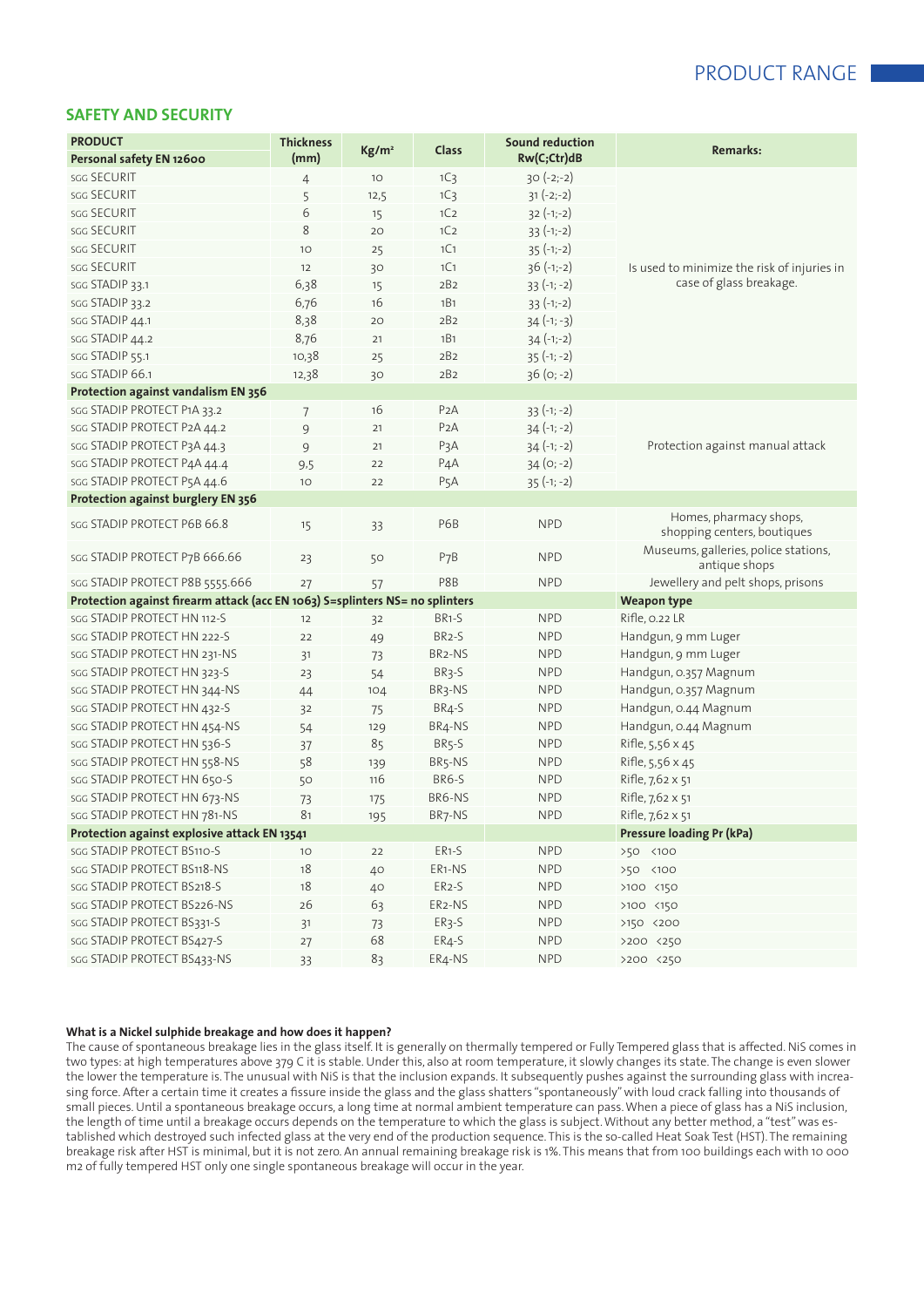## SAFETY AND SECURITY

| PRODUCT<br>Personal safety EN 12600 | Thickness (mm) | Kg/m² | Class | Sound reduction Rw(C;Ctr)dB | Remarks: |
|---|---|---|---|---|---|
| SGG SECURIT | 4 | 10 | 1C3 | 30 (-2;-2) | Is used to minimize the risk of injuries in case of glass breakage. |
| SGG SECURIT | 5 | 12,5 | 1C3 | 31 (-2;-2) | |
| SGG SECURIT | 6 | 15 | 1C2 | 32 (-1;-2) | |
| SGG SECURIT | 8 | 20 | 1C2 | 33 (-1;-2) | |
| SGG SECURIT | 10 | 25 | 1C1 | 35 (-1;-2) | |
| SGG SECURIT | 12 | 30 | 1C1 | 36 (-1;-2) | |
| SGG STADIP 33.1 | 6,38 | 15 | 2B2 | 33 (-1; -2) | |
| SGG STADIP 33.2 | 6,76 | 16 | 1B1 | 33 (-1;-2) | |
| SGG STADIP 44.1 | 8,38 | 20 | 2B2 | 34 (-1; -3) | |
| SGG STADIP 44.2 | 8,76 | 21 | 1B1 | 34 (-1;-2) | |
| SGG STADIP 55.1 | 10,38 | 25 | 2B2 | 35 (-1; -2) | |
| SGG STADIP 66.1 | 12,38 | 30 | 2B2 | 36 (0; -2) | |
| **Protection against vandalism EN 356** | | | | | |
| SGG STADIP PROTECT P1A 33.2 | 7 | 16 | P2A | 33 (-1; -2) | Protection against manual attack |
| SGG STADIP PROTECT P2A 44.2 | 9 | 21 | P2A | 34 (-1; -2) | |
| SGG STADIP PROTECT P3A 44.3 | 9 | 21 | P3A | 34 (-1; -2) | |
| SGG STADIP PROTECT P4A 44.4 | 9,5 | 22 | P4A | 34 (0; -2) | |
| SGG STADIP PROTECT P5A 44.6 | 10 | 22 | P5A | 35 (-1; -2) | |
| **Protection against burglery EN 356** | | | | | |
| SGG STADIP PROTECT P6B 66.8 | 15 | 33 | P6B | NPD | Homes, pharmacy shops, shopping centers, boutiques |
| SGG STADIP PROTECT P7B 666.66 | 23 | 50 | P7B | NPD | Museums, galleries, police stations, antique shops |
| SGG STADIP PROTECT P8B 5555.666 | 27 | 57 | P8B | NPD | Jewellery and pelt shops, prisons |
| **Protection against firearm attack (acc EN 1063) S=splinters NS= no splinters** | | | | | **Weapon type** |
| SGG STADIP PROTECT HN 112-S | 12 | 32 | BR1-S | NPD | Rifle, 0.22 LR |
| SGG STADIP PROTECT HN 222-S | 22 | 49 | BR2-S | NPD | Handgun, 9 mm Luger |
| SGG STADIP PROTECT HN 231-NS | 31 | 73 | BR2-NS | NPD | Handgun, 9 mm Luger |
| SGG STADIP PROTECT HN 323-S | 23 | 54 | BR3-S | NPD | Handgun, 0.357 Magnum |
| SGG STADIP PROTECT HN 344-NS | 44 | 104 | BR3-NS | NPD | Handgun, 0.357 Magnum |
| SGG STADIP PROTECT HN 432-S | 32 | 75 | BR4-S | NPD | Handgun, 0.44 Magnum |
| SGG STADIP PROTECT HN 454-NS | 54 | 129 | BR4-NS | NPD | Handgun, 0.44 Magnum |
| SGG STADIP PROTECT HN 536-S | 37 | 85 | BR5-S | NPD | Rifle, 5,56 x 45 |
| SGG STADIP PROTECT HN 558-NS | 58 | 139 | BR5-NS | NPD | Rifle, 5,56 x 45 |
| SGG STADIP PROTECT HN 650-S | 50 | 116 | BR6-S | NPD | Rifle, 7,62 x 51 |
| SGG STADIP PROTECT HN 673-NS | 73 | 175 | BR6-NS | NPD | Rifle, 7,62 x 51 |
| SGG STADIP PROTECT HN 781-NS | 81 | 195 | BR7-NS | NPD | Rifle, 7,62 x 51 |
| **Protection against explosive attack EN 13541** | | | | | **Pressure loading Pr (kPa)** |
| SGG STADIP PROTECT BS110-S | 10 | 22 | ER1-S | NPD | >50 <100 |
| SGG STADIP PROTECT BS118-NS | 18 | 40 | ER1-NS | NPD | >50 <100 |
| SGG STADIP PROTECT BS218-S | 18 | 40 | ER2-S | NPD | >100 <150 |
| SGG STADIP PROTECT BS226-NS | 26 | 63 | ER2-NS | NPD | >100 <150 |
| SGG STADIP PROTECT BS331-S | 31 | 73 | ER3-S | NPD | >150 <200 |
| SGG STADIP PROTECT BS427-S | 27 | 68 | ER4-S | NPD | >200 <250 |
| SGG STADIP PROTECT BS433-NS | 33 | 83 | ER4-NS | NPD | >200 <250 |

**What is a Nickel sulphide breakage and how does it happen?**

The cause of spontaneous breakage lies in the glass itself. It is generally on thermally tempered or Fully Tempered glass that is affected. NiS comes in two types: at high temperatures above 379 C it is stable. Under this, also at room temperature, it slowly changes its state. The change is even slower the lower the temperature is. The unusual with NiS is that the inclusion expands. It subsequently pushes against the surrounding glass with increasing force. After a certain time it creates a fissure inside the glass and the glass shatters "spontaneously" with loud crack falling into thousands of small pieces. Until a spontaneous breakage occurs, a long time at normal ambient temperature can pass. When a piece of glass has a NiS inclusion, the length of time until a breakage occurs depends on the temperature to which the glass is subject. Without any better method, a "test" was established which destroyed such infected glass at the very end of the production sequence. This is the so-called Heat Soak Test (HST). The remaining breakage risk after HST is minimal, but it is not zero. An annual remaining breakage risk is 1%. This means that from 100 buildings each with 10 000 m2 of fully tempered HST only one single spontaneous breakage will occur in the year.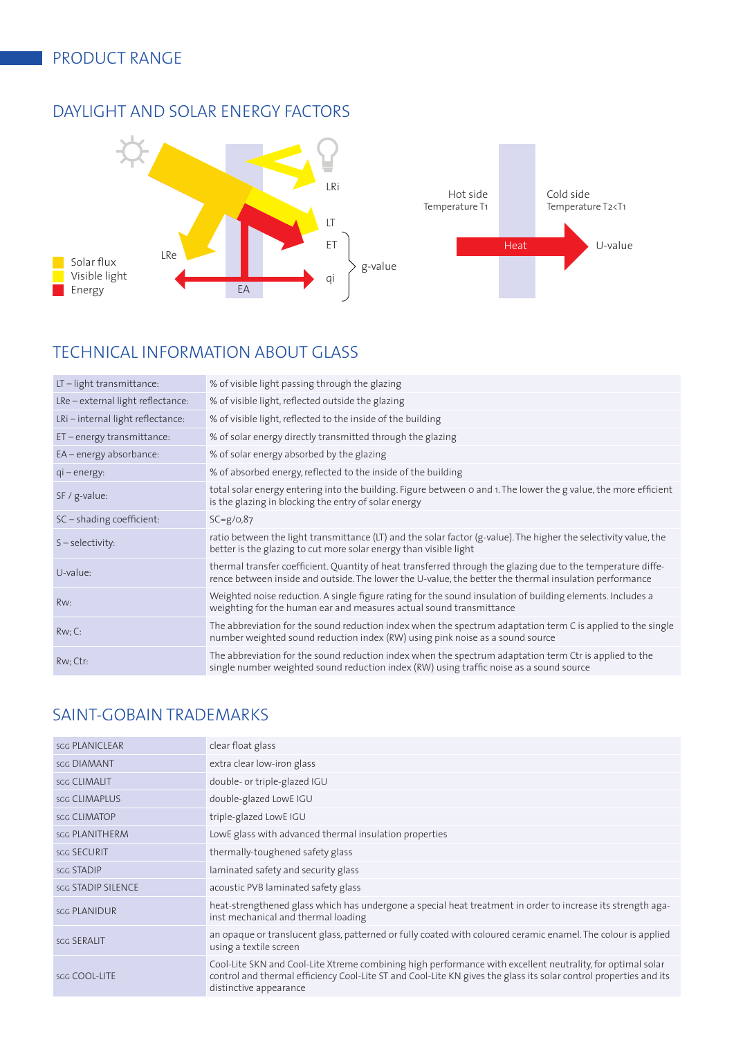## PRODUCT RANGE

### DAYLIGHT AND SOLAR ENERGY FACTORS

Solar flux
Visible light
Energy

LRe LRi LT ET qi EA g-value

Hot side
Temperature T1

Cold side
Temperature T2<T1

Heat U-value

### TECHNICAL INFORMATION ABOUT GLASS

| | |
|---|---|
| LT – light transmittance: | % of visible light passing through the glazing |
| LRe – external light reflectance: | % of visible light, reflected outside the glazing |
| LRi – internal light reflectance: | % of visible light, reflected to the inside of the building |
| ET – energy transmittance: | % of solar energy directly transmitted through the glazing |
| EA – energy absorbance: | % of solar energy absorbed by the glazing |
| qi – energy: | % of absorbed energy, reflected to the inside of the building |
| SF / g-value: | total solar energy entering into the building. Figure between 0 and 1. The lower the g value, the more efficient is the glazing in blocking the entry of solar energy |
| SC – shading coefficient: | SC=g/0,87 |
| S – selectivity: | ratio between the light transmittance (LT) and the solar factor (g-value). The higher the selectivity value, the better is the glazing to cut more solar energy than visible light |
| U-value: | thermal transfer coefficient. Quantity of heat transferred through the glazing due to the temperature difference between inside and outside. The lower the U-value, the better the thermal insulation performance |
| Rw: | Weighted noise reduction. A single figure rating for the sound insulation of building elements. Includes a weighting for the human ear and measures actual sound transmittance |
| Rw; C: | The abbreviation for the sound reduction index when the spectrum adaptation term C is applied to the single number weighted sound reduction index (RW) using pink noise as a sound source |
| Rw; Ctr: | The abbreviation for the sound reduction index when the spectrum adaptation term Ctr is applied to the single number weighted sound reduction index (RW) using traffic noise as a sound source |

### SAINT-GOBAIN TRADEMARKS

| | |
|---|---|
| SGG PLANICLEAR | clear float glass |
| SGG DIAMANT | extra clear low-iron glass |
| SGG CLIMALIT | double- or triple-glazed IGU |
| SGG CLIMAPLUS | double-glazed LowE IGU |
| SGG CLIMATOP | triple-glazed LowE IGU |
| SGG PLANITHERM | LowE glass with advanced thermal insulation properties |
| SGG SECURIT | thermally-toughened safety glass |
| SGG STADIP | laminated safety and security glass |
| SGG STADIP SILENCE | acoustic PVB laminated safety glass |
| SGG PLANIDUR | heat-strengthened glass which has undergone a special heat treatment in order to increase its strength against mechanical and thermal loading |
| SGG SERALIT | an opaque or translucent glass, patterned or fully coated with coloured ceramic enamel. The colour is applied using a textile screen |
| SGG COOL-LITE | Cool-Lite SKN and Cool-Lite Xtreme combining high performance with excellent neutrality, for optimal solar control and thermal efficiency Cool-Lite ST and Cool-Lite KN gives the glass its solar control properties and its distinctive appearance |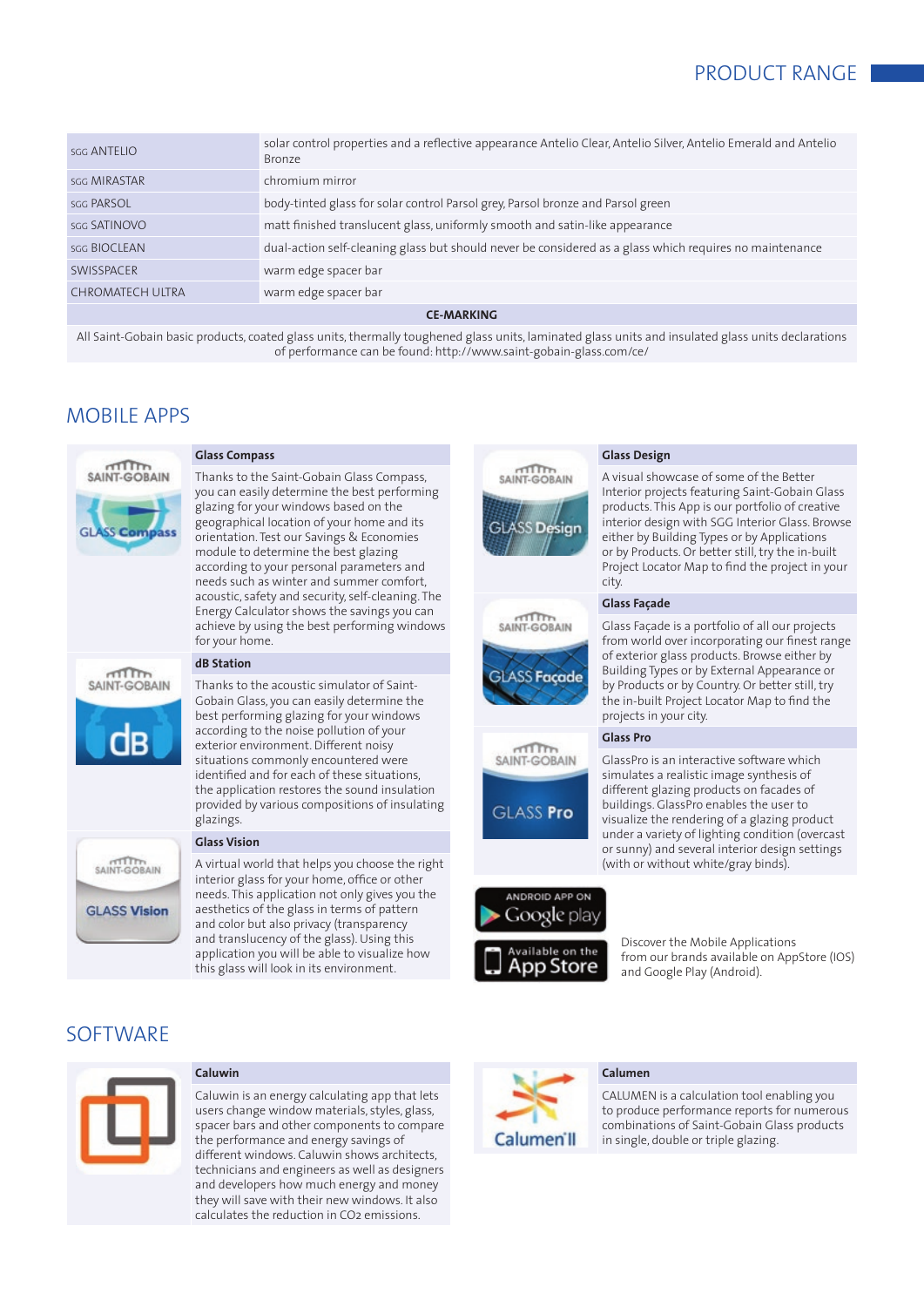## PRODUCT RANGE

| | |
|---|---|
| SGG ANTELIO | solar control properties and a reflective appearance Antelio Clear, Antelio Silver, Antelio Emerald and Antelio Bronze |
| SGG MIRASTAR | chromium mirror |
| SGG PARSOL | body-tinted glass for solar control Parsol grey, Parsol bronze and Parsol green |
| SGG SATINOVO | matt finished translucent glass, uniformly smooth and satin-like appearance |
| SGG BIOCLEAN | dual-action self-cleaning glass but should never be considered as a glass which requires no maintenance |
| SWISSPACER | warm edge spacer bar |
| CHROMATECH ULTRA | warm edge spacer bar |

**CE-MARKING**

All Saint-Gobain basic products, coated glass units, thermally toughened glass units, laminated glass units and insulated glass units declarations of performance can be found: http://www.saint-gobain-glass.com/ce/

## MOBILE APPS

**Glass Compass**

Thanks to the Saint-Gobain Glass Compass, you can easily determine the best performing glazing for your windows based on the geographical location of your home and its orientation. Test our Savings & Economies module to determine the best glazing according to your personal parameters and needs such as winter and summer comfort, acoustic, safety and security, self-cleaning. The Energy Calculator shows the savings you can achieve by using the best performing windows for your home.

**dB Station**

Thanks to the acoustic simulator of Saint-Gobain Glass, you can easily determine the best performing glazing for your windows according to the noise pollution of your exterior environment. Different noisy situations commonly encountered were identified and for each of these situations, the application restores the sound insulation provided by various compositions of insulating glazings.

**Glass Vision**

A virtual world that helps you choose the right interior glass for your home, office or other needs. This application not only gives you the aesthetics of the glass in terms of pattern and color but also privacy (transparency and translucency of the glass). Using this application you will be able to visualize how this glass will look in its environment.

**Glass Design**

A visual showcase of some of the Better Interior projects featuring Saint-Gobain Glass products. This App is our portfolio of creative interior design with SGG Interior Glass. Browse either by Building Types or by Applications or by Products. Or better still, try the in-built Project Locator Map to find the project in your city.

**Glass Façade**

Glass Façade is a portfolio of all our projects from world over incorporating our finest range of exterior glass products. Browse either by Building Types or by External Appearance or by Products or by Country. Or better still, try the in-built Project Locator Map to find the projects in your city.

**Glass Pro**

GlassPro is an interactive software which simulates a realistic image synthesis of different glazing products on facades of buildings. GlassPro enables the user to visualize the rendering of a glazing product under a variety of lighting condition (overcast or sunny) and several interior design settings (with or without white/gray binds).

ANDROID APP ON Google play

Available on the App Store

Discover the Mobile Applications from our brands available on AppStore (IOS) and Google Play (Android).

## SOFTWARE

**Caluwin**

Caluwin is an energy calculating app that lets users change window materials, styles, glass, spacer bars and other components to compare the performance and energy savings of different windows. Caluwin shows architects, technicians and engineers as well as designers and developers how much energy and money they will save with their new windows. It also calculates the reduction in $CO_2$ emissions.

**Calumen**

CALUMEN is a calculation tool enabling you to produce performance reports for numerous combinations of Saint-Gobain Glass products in single, double or triple glazing.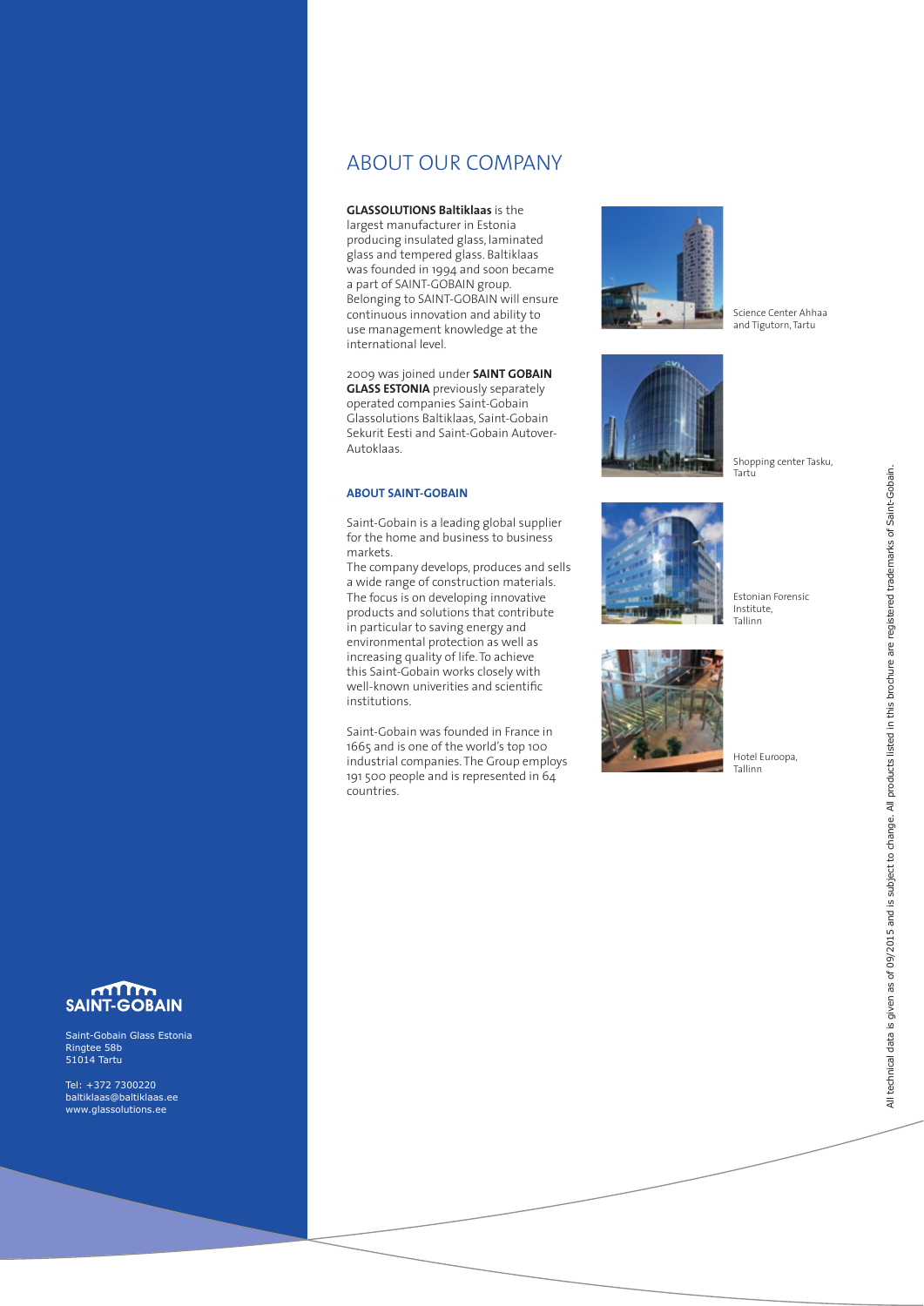## ABOUT OUR COMPANY

**GLASSOLUTIONS Baltiklaas** is the largest manufacturer in Estonia producing insulated glass, laminated glass and tempered glass. Baltiklaas was founded in 1994 and soon became a part of SAINT-GOBAIN group. Belonging to SAINT-GOBAIN will ensure continuous innovation and ability to use management knowledge at the international level.

2009 was joined under **SAINT GOBAIN GLASS ESTONIA** previously separately operated companies Saint-Gobain Glassolutions Baltiklaas, Saint-Gobain Sekurit Eesti and Saint-Gobain Autover-Autoklaas.

### ABOUT SAINT-GOBAIN

Saint-Gobain is a leading global supplier for the home and business to business markets.
The company develops, produces and sells a wide range of construction materials. The focus is on developing innovative products and solutions that contribute in particular to saving energy and environmental protection as well as increasing quality of life. To achieve this Saint-Gobain works closely with well-known univerities and scientific institutions.

Saint-Gobain was founded in France in 1665 and is one of the world's top 100 industrial companies. The Group employs 191 500 people and is represented in 64 countries.

Science Center Ahhaa and Tigutorn, Tartu

Shopping center Tasku, Tartu

Estonian Forensic Institute, Tallinn

Hotel Euroopa, Tallinn

SAINT-GOBAIN

Saint-Gobain Glass Estonia
Ringtee 58b
51014 Tartu

Tel: +372 7300220
baltiklaas@baltiklaas.ee
www.glassolutions.ee

All technical data is given as of 09/2015 and is subject to change. All products listed in this brochure are registered trademarks of Saint-Gobain.